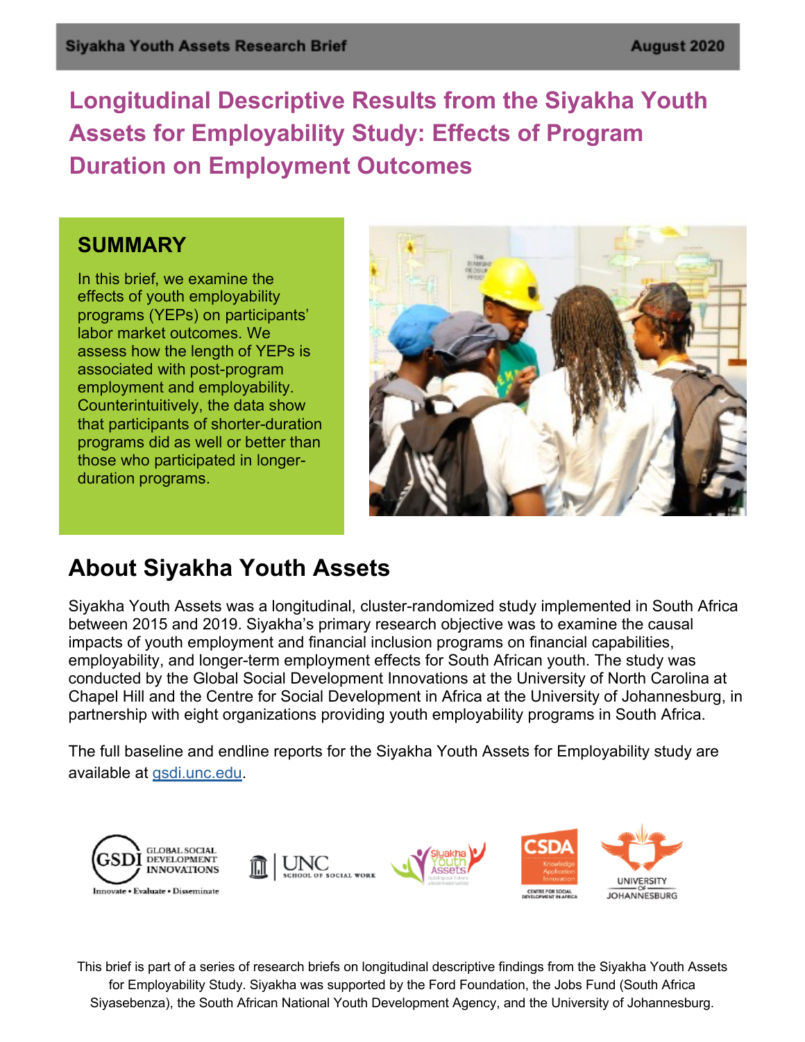Siyakha Youth Assets Research Brief — August 2020

# Longitudinal Descriptive Results from the Siyakha Youth Assets for Employability Study: Effects of Program Duration on Employment Outcomes

## SUMMARY

In this brief, we examine the effects of youth employability programs (YEPs) on participants' labor market outcomes. We assess how the length of YEPs is associated with post-program employment and employability. Counterintuitively, the data show that participants of shorter-duration programs did as well or better than those who participated in longer-duration programs.

## About Siyakha Youth Assets

Siyakha Youth Assets was a longitudinal, cluster-randomized study implemented in South Africa between 2015 and 2019. Siyakha's primary research objective was to examine the causal impacts of youth employment and financial inclusion programs on financial capabilities, employability, and longer-term employment effects for South African youth. The study was conducted by the Global Social Development Innovations at the University of North Carolina at Chapel Hill and the Centre for Social Development in Africa at the University of Johannesburg, in partnership with eight organizations providing youth employability programs in South Africa.

The full baseline and endline reports for the Siyakha Youth Assets for Employability study are available at gsdi.unc.edu.

This brief is part of a series of research briefs on longitudinal descriptive findings from the Siyakha Youth Assets for Employability Study. Siyakha was supported by the Ford Foundation, the Jobs Fund (South Africa Siyasebenza), the South African National Youth Development Agency, and the University of Johannesburg.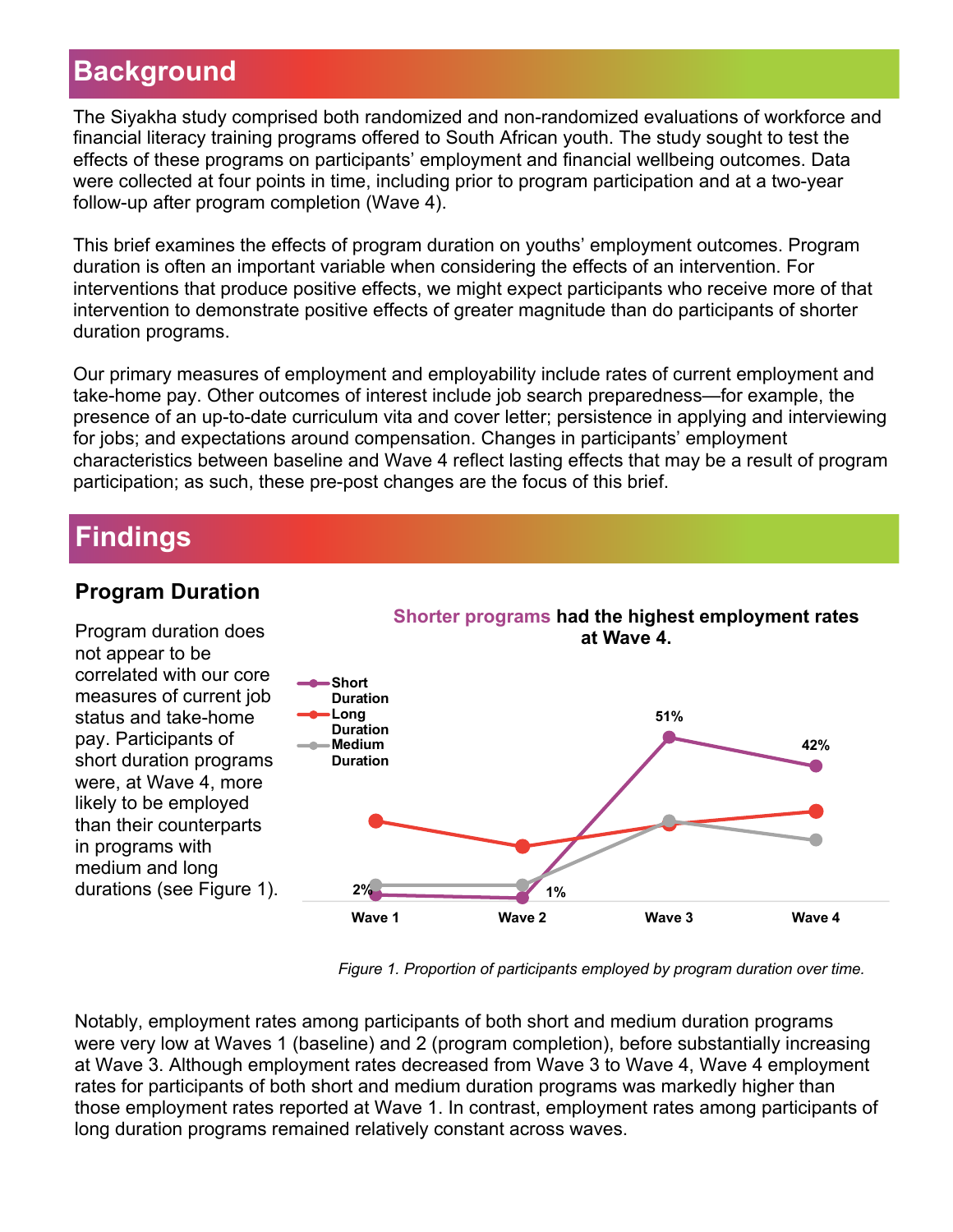## Background

The Siyakha study comprised both randomized and non-randomized evaluations of workforce and financial literacy training programs offered to South African youth. The study sought to test the effects of these programs on participants' employment and financial wellbeing outcomes. Data were collected at four points in time, including prior to program participation and at a two-year follow-up after program completion (Wave 4).

This brief examines the effects of program duration on youths' employment outcomes. Program duration is often an important variable when considering the effects of an intervention. For interventions that produce positive effects, we might expect participants who receive more of that intervention to demonstrate positive effects of greater magnitude than do participants of shorter duration programs.

Our primary measures of employment and employability include rates of current employment and take-home pay. Other outcomes of interest include job search preparedness—for example, the presence of an up-to-date curriculum vita and cover letter; persistence in applying and interviewing for jobs; and expectations around compensation. Changes in participants' employment characteristics between baseline and Wave 4 reflect lasting effects that may be a result of program participation; as such, these pre-post changes are the focus of this brief.

## Findings

### Program Duration

Program duration does not appear to be correlated with our core measures of current job status and take-home pay. Participants of short duration programs were, at Wave 4, more likely to be employed than their counterparts in programs with medium and long durations (see Figure 1).

**Shorter programs had the highest employment rates at Wave 4.**

Short Duration: Wave 1 2%, Wave 2 1%, Wave 3 51%, Wave 4 42%

*Figure 1. Proportion of participants employed by program duration over time.*

Notably, employment rates among participants of both short and medium duration programs were very low at Waves 1 (baseline) and 2 (program completion), before substantially increasing at Wave 3. Although employment rates decreased from Wave 3 to Wave 4, Wave 4 employment rates for participants of both short and medium duration programs was markedly higher than those employment rates reported at Wave 1. In contrast, employment rates among participants of long duration programs remained relatively constant across waves.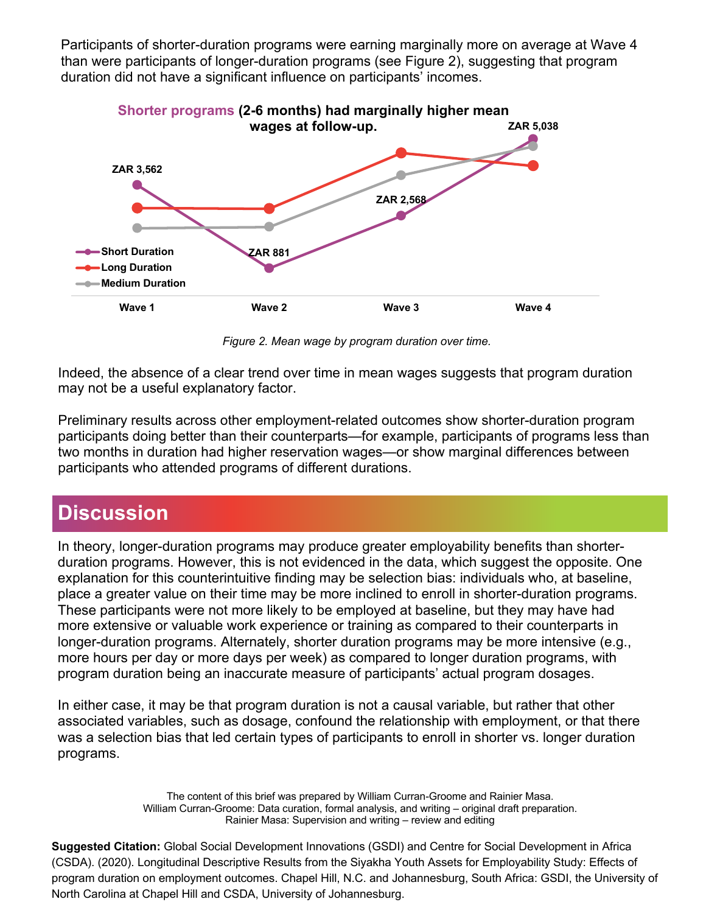Participants of shorter-duration programs were earning marginally more on average at Wave 4 than were participants of longer-duration programs (see Figure 2), suggesting that program duration did not have a significant influence on participants' incomes.

**Shorter programs (2-6 months) had marginally higher mean wages at follow-up.**

ZAR 3,562
ZAR 881
ZAR 2,568
ZAR 5,038

Short Duration
Long Duration
Medium Duration

Wave 1
Wave 2
Wave 3
Wave 4

*Figure 2. Mean wage by program duration over time.*

Indeed, the absence of a clear trend over time in mean wages suggests that program duration may not be a useful explanatory factor.

Preliminary results across other employment-related outcomes show shorter-duration program participants doing better than their counterparts—for example, participants of programs less than two months in duration had higher reservation wages—or show marginal differences between participants who attended programs of different durations.

## Discussion

In theory, longer-duration programs may produce greater employability benefits than shorter-duration programs. However, this is not evidenced in the data, which suggest the opposite. One explanation for this counterintuitive finding may be selection bias: individuals who, at baseline, place a greater value on their time may be more inclined to enroll in shorter-duration programs. These participants were not more likely to be employed at baseline, but they may have had more extensive or valuable work experience or training as compared to their counterparts in longer-duration programs. Alternately, shorter duration programs may be more intensive (e.g., more hours per day or more days per week) as compared to longer duration programs, with program duration being an inaccurate measure of participants' actual program dosages.

In either case, it may be that program duration is not a causal variable, but rather that other associated variables, such as dosage, confound the relationship with employment, or that there was a selection bias that led certain types of participants to enroll in shorter vs. longer duration programs.

The content of this brief was prepared by William Curran-Groome and Rainier Masa.
William Curran-Groome: Data curation, formal analysis, and writing – original draft preparation.
Rainier Masa: Supervision and writing – review and editing

**Suggested Citation:** Global Social Development Innovations (GSDI) and Centre for Social Development in Africa (CSDA). (2020). Longitudinal Descriptive Results from the Siyakha Youth Assets for Employability Study: Effects of program duration on employment outcomes. Chapel Hill, N.C. and Johannesburg, South Africa: GSDI, the University of North Carolina at Chapel Hill and CSDA, University of Johannesburg.